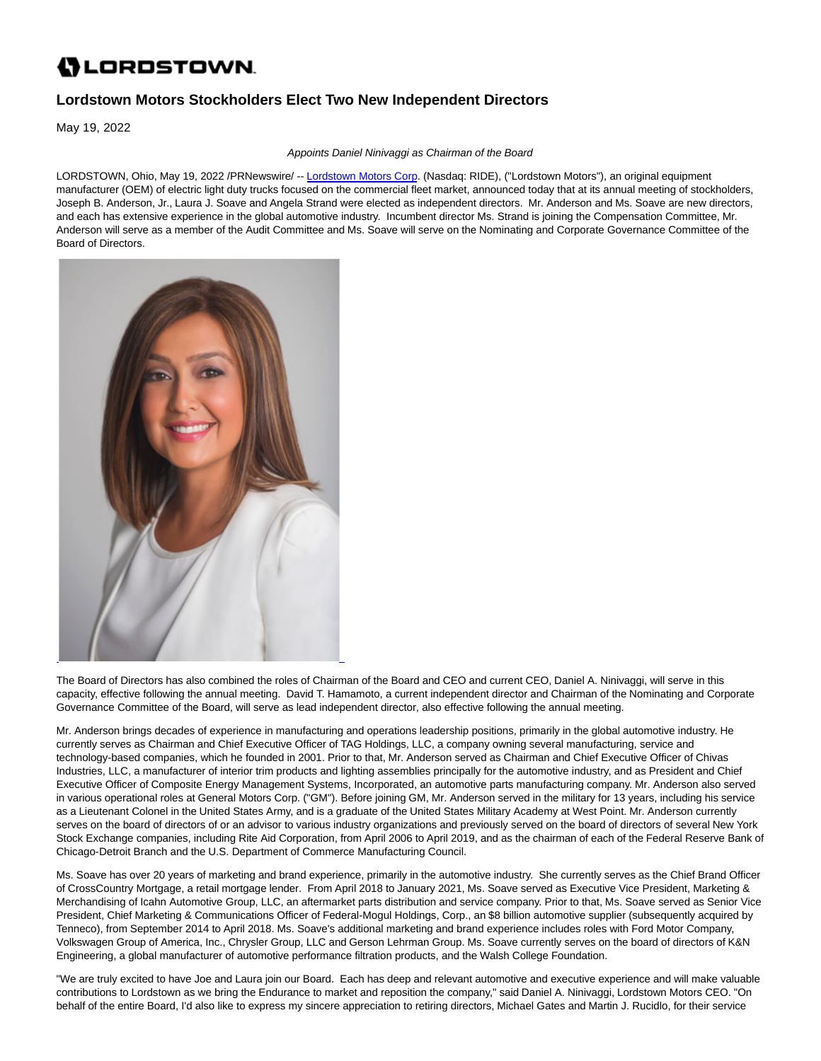# LORDSTOWN

## Lordstown Motors Stockholders Elect Two New Independent Directors

May 19, 2022

*Appoints Daniel Ninivaggi as Chairman of the Board*

LORDSTOWN, Ohio, May 19, 2022 /PRNewswire/ -- Lordstown Motors Corp. (Nasdaq: RIDE), ("Lordstown Motors"), an original equipment manufacturer (OEM) of electric light duty trucks focused on the commercial fleet market, announced today that at its annual meeting of stockholders, Joseph B. Anderson, Jr., Laura J. Soave and Angela Strand were elected as independent directors. Mr. Anderson and Ms. Soave are new directors, and each has extensive experience in the global automotive industry. Incumbent director Ms. Strand is joining the Compensation Committee, Mr. Anderson will serve as a member of the Audit Committee and Ms. Soave will serve on the Nominating and Corporate Governance Committee of the Board of Directors.

The Board of Directors has also combined the roles of Chairman of the Board and CEO and current CEO, Daniel A. Ninivaggi, will serve in this capacity, effective following the annual meeting. David T. Hamamoto, a current independent director and Chairman of the Nominating and Corporate Governance Committee of the Board, will serve as lead independent director, also effective following the annual meeting.

Mr. Anderson brings decades of experience in manufacturing and operations leadership positions, primarily in the global automotive industry. He currently serves as Chairman and Chief Executive Officer of TAG Holdings, LLC, a company owning several manufacturing, service and technology-based companies, which he founded in 2001. Prior to that, Mr. Anderson served as Chairman and Chief Executive Officer of Chivas Industries, LLC, a manufacturer of interior trim products and lighting assemblies principally for the automotive industry, and as President and Chief Executive Officer of Composite Energy Management Systems, Incorporated, an automotive parts manufacturing company. Mr. Anderson also served in various operational roles at General Motors Corp. ("GM"). Before joining GM, Mr. Anderson served in the military for 13 years, including his service as a Lieutenant Colonel in the United States Army, and is a graduate of the United States Military Academy at West Point. Mr. Anderson currently serves on the board of directors of or an advisor to various industry organizations and previously served on the board of directors of several New York Stock Exchange companies, including Rite Aid Corporation, from April 2006 to April 2019, and as the chairman of each of the Federal Reserve Bank of Chicago-Detroit Branch and the U.S. Department of Commerce Manufacturing Council.

Ms. Soave has over 20 years of marketing and brand experience, primarily in the automotive industry. She currently serves as the Chief Brand Officer of CrossCountry Mortgage, a retail mortgage lender. From April 2018 to January 2021, Ms. Soave served as Executive Vice President, Marketing & Merchandising of Icahn Automotive Group, LLC, an aftermarket parts distribution and service company. Prior to that, Ms. Soave served as Senior Vice President, Chief Marketing & Communications Officer of Federal-Mogul Holdings, Corp., an $8 billion automotive supplier (subsequently acquired by Tenneco), from September 2014 to April 2018. Ms. Soave's additional marketing and brand experience includes roles with Ford Motor Company, Volkswagen Group of America, Inc., Chrysler Group, LLC and Gerson Lehrman Group. Ms. Soave currently serves on the board of directors of K&N Engineering, a global manufacturer of automotive performance filtration products, and the Walsh College Foundation.

"We are truly excited to have Joe and Laura join our Board. Each has deep and relevant automotive and executive experience and will make valuable contributions to Lordstown as we bring the Endurance to market and reposition the company," said Daniel A. Ninivaggi, Lordstown Motors CEO. "On behalf of the entire Board, I'd also like to express my sincere appreciation to retiring directors, Michael Gates and Martin J. Rucidlo, for their service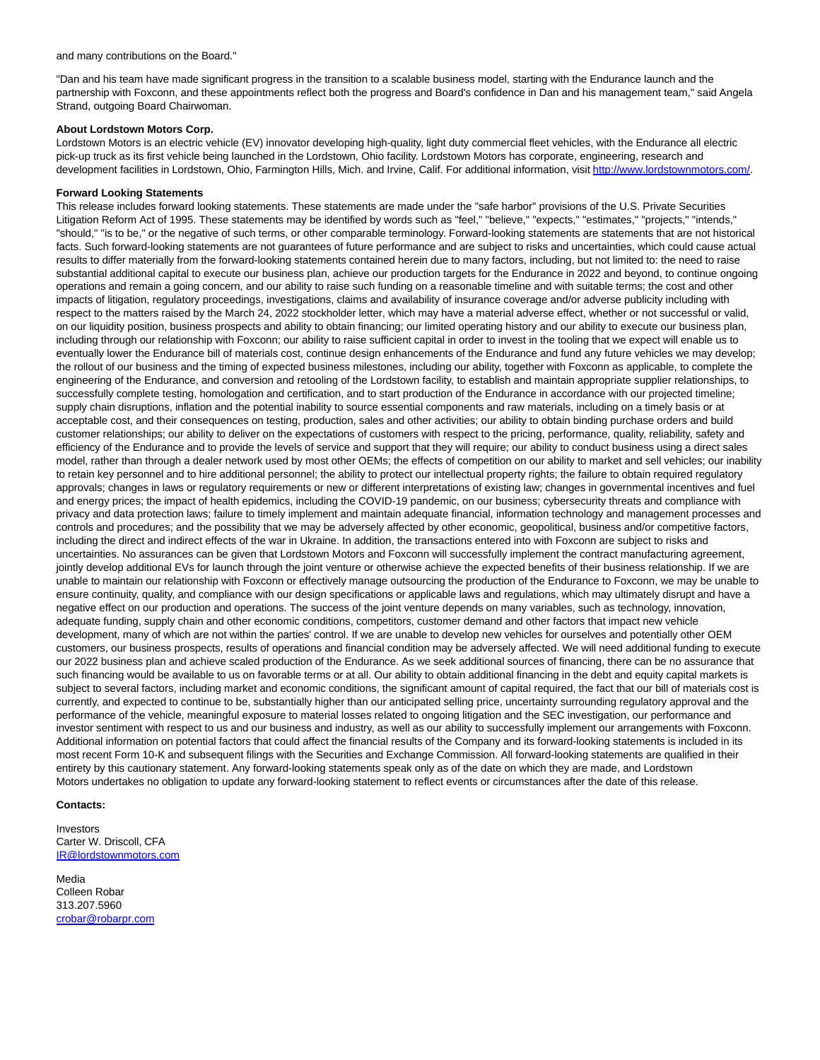and many contributions on the Board."

"Dan and his team have made significant progress in the transition to a scalable business model, starting with the Endurance launch and the partnership with Foxconn, and these appointments reflect both the progress and Board's confidence in Dan and his management team," said Angela Strand, outgoing Board Chairwoman.

**About Lordstown Motors Corp.**
Lordstown Motors is an electric vehicle (EV) innovator developing high-quality, light duty commercial fleet vehicles, with the Endurance all electric pick-up truck as its first vehicle being launched in the Lordstown, Ohio facility. Lordstown Motors has corporate, engineering, research and development facilities in Lordstown, Ohio, Farmington Hills, Mich. and Irvine, Calif. For additional information, visit http://www.lordstownmotors.com/.

**Forward Looking Statements**
This release includes forward looking statements. These statements are made under the "safe harbor" provisions of the U.S. Private Securities Litigation Reform Act of 1995. These statements may be identified by words such as "feel," "believe," "expects," "estimates," "projects," "intends," "should," "is to be," or the negative of such terms, or other comparable terminology. Forward-looking statements are statements that are not historical facts. Such forward-looking statements are not guarantees of future performance and are subject to risks and uncertainties, which could cause actual results to differ materially from the forward-looking statements contained herein due to many factors, including, but not limited to: the need to raise substantial additional capital to execute our business plan, achieve our production targets for the Endurance in 2022 and beyond, to continue ongoing operations and remain a going concern, and our ability to raise such funding on a reasonable timeline and with suitable terms; the cost and other impacts of litigation, regulatory proceedings, investigations, claims and availability of insurance coverage and/or adverse publicity including with respect to the matters raised by the March 24, 2022 stockholder letter, which may have a material adverse effect, whether or not successful or valid, on our liquidity position, business prospects and ability to obtain financing; our limited operating history and our ability to execute our business plan, including through our relationship with Foxconn; our ability to raise sufficient capital in order to invest in the tooling that we expect will enable us to eventually lower the Endurance bill of materials cost, continue design enhancements of the Endurance and fund any future vehicles we may develop; the rollout of our business and the timing of expected business milestones, including our ability, together with Foxconn as applicable, to complete the engineering of the Endurance, and conversion and retooling of the Lordstown facility, to establish and maintain appropriate supplier relationships, to successfully complete testing, homologation and certification, and to start production of the Endurance in accordance with our projected timeline; supply chain disruptions, inflation and the potential inability to source essential components and raw materials, including on a timely basis or at acceptable cost, and their consequences on testing, production, sales and other activities; our ability to obtain binding purchase orders and build customer relationships; our ability to deliver on the expectations of customers with respect to the pricing, performance, quality, reliability, safety and efficiency of the Endurance and to provide the levels of service and support that they will require; our ability to conduct business using a direct sales model, rather than through a dealer network used by most other OEMs; the effects of competition on our ability to market and sell vehicles; our inability to retain key personnel and to hire additional personnel; the ability to protect our intellectual property rights; the failure to obtain required regulatory approvals; changes in laws or regulatory requirements or new or different interpretations of existing law; changes in governmental incentives and fuel and energy prices; the impact of health epidemics, including the COVID-19 pandemic, on our business; cybersecurity threats and compliance with privacy and data protection laws; failure to timely implement and maintain adequate financial, information technology and management processes and controls and procedures; and the possibility that we may be adversely affected by other economic, geopolitical, business and/or competitive factors, including the direct and indirect effects of the war in Ukraine. In addition, the transactions entered into with Foxconn are subject to risks and uncertainties. No assurances can be given that Lordstown Motors and Foxconn will successfully implement the contract manufacturing agreement, jointly develop additional EVs for launch through the joint venture or otherwise achieve the expected benefits of their business relationship. If we are unable to maintain our relationship with Foxconn or effectively manage outsourcing the production of the Endurance to Foxconn, we may be unable to ensure continuity, quality, and compliance with our design specifications or applicable laws and regulations, which may ultimately disrupt and have a negative effect on our production and operations. The success of the joint venture depends on many variables, such as technology, innovation, adequate funding, supply chain and other economic conditions, competitors, customer demand and other factors that impact new vehicle development, many of which are not within the parties' control. If we are unable to develop new vehicles for ourselves and potentially other OEM customers, our business prospects, results of operations and financial condition may be adversely affected. We will need additional funding to execute our 2022 business plan and achieve scaled production of the Endurance. As we seek additional sources of financing, there can be no assurance that such financing would be available to us on favorable terms or at all. Our ability to obtain additional financing in the debt and equity capital markets is subject to several factors, including market and economic conditions, the significant amount of capital required, the fact that our bill of materials cost is currently, and expected to continue to be, substantially higher than our anticipated selling price, uncertainty surrounding regulatory approval and the performance of the vehicle, meaningful exposure to material losses related to ongoing litigation and the SEC investigation, our performance and investor sentiment with respect to us and our business and industry, as well as our ability to successfully implement our arrangements with Foxconn. Additional information on potential factors that could affect the financial results of the Company and its forward-looking statements is included in its most recent Form 10-K and subsequent filings with the Securities and Exchange Commission. All forward-looking statements are qualified in their entirety by this cautionary statement. Any forward-looking statements speak only as of the date on which they are made, and Lordstown Motors undertakes no obligation to update any forward-looking statement to reflect events or circumstances after the date of this release.

**Contacts:**

Investors
Carter W. Driscoll, CFA
IR@lordstownmotors.com

Media
Colleen Robar
313.207.5960
crobar@robarpr.com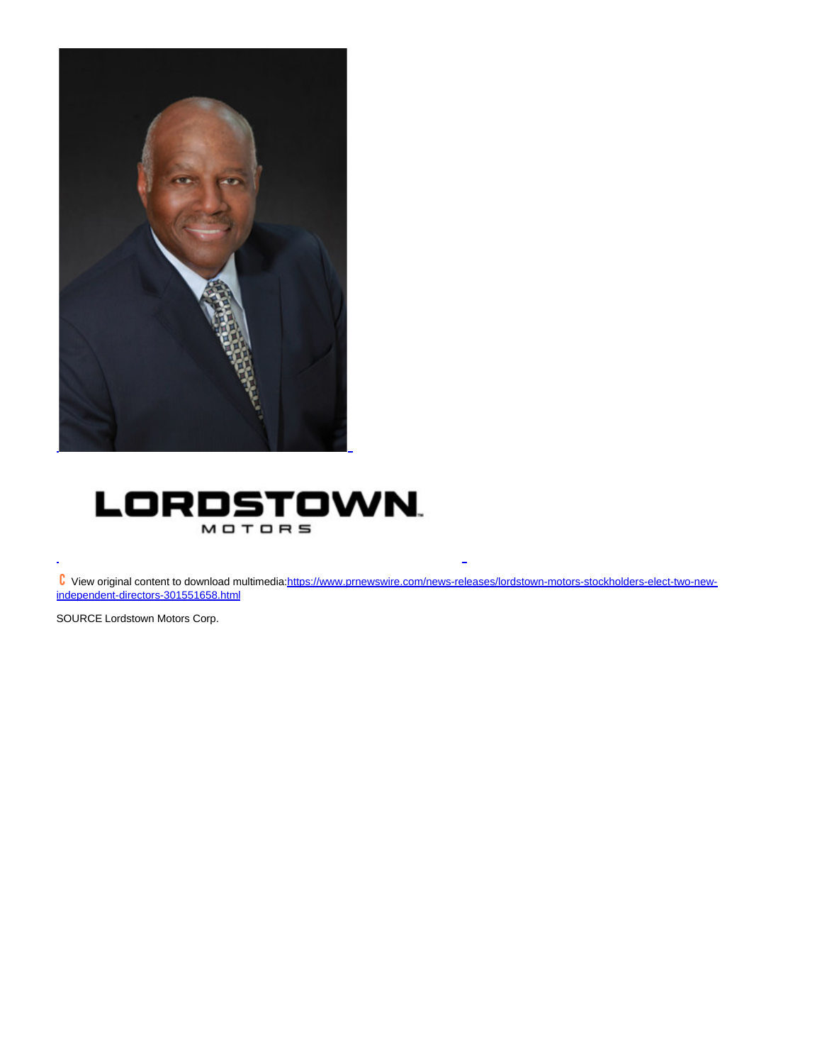View original content to download multimedia:https://www.prnewswire.com/news-releases/lordstown-motors-stockholders-elect-two-new-independent-directors-301551658.html

SOURCE Lordstown Motors Corp.